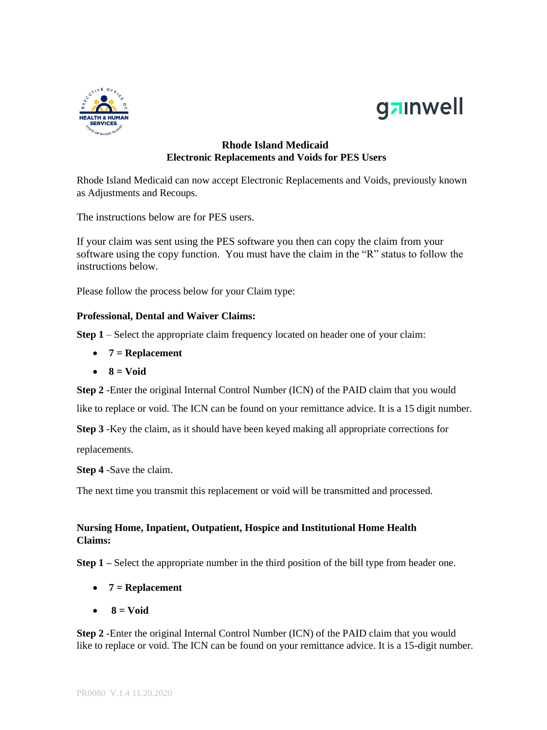# Rhode Island Medicaid
## Electronic Replacements and Voids for PES Users

Rhode Island Medicaid can now accept Electronic Replacements and Voids, previously known as Adjustments and Recoups.

The instructions below are for PES users.

If your claim was sent using the PES software you then can copy the claim from your software using the copy function. You must have the claim in the "R" status to follow the instructions below.

Please follow the process below for your Claim type:

**Professional, Dental and Waiver Claims:**

**Step 1** – Select the appropriate claim frequency located on header one of your claim:

- **7 = Replacement**
- **8 = Void**

**Step 2** -Enter the original Internal Control Number (ICN) of the PAID claim that you would like to replace or void. The ICN can be found on your remittance advice. It is a 15 digit number.

**Step 3** -Key the claim, as it should have been keyed making all appropriate corrections for replacements.

**Step 4** -Save the claim.

The next time you transmit this replacement or void will be transmitted and processed.

**Nursing Home, Inpatient, Outpatient, Hospice and Institutional Home Health Claims:**

**Step 1 –** Select the appropriate number in the third position of the bill type from header one.

- **7 = Replacement**
- **8 = Void**

**Step 2** -Enter the original Internal Control Number (ICN) of the PAID claim that you would like to replace or void. The ICN can be found on your remittance advice. It is a 15-digit number.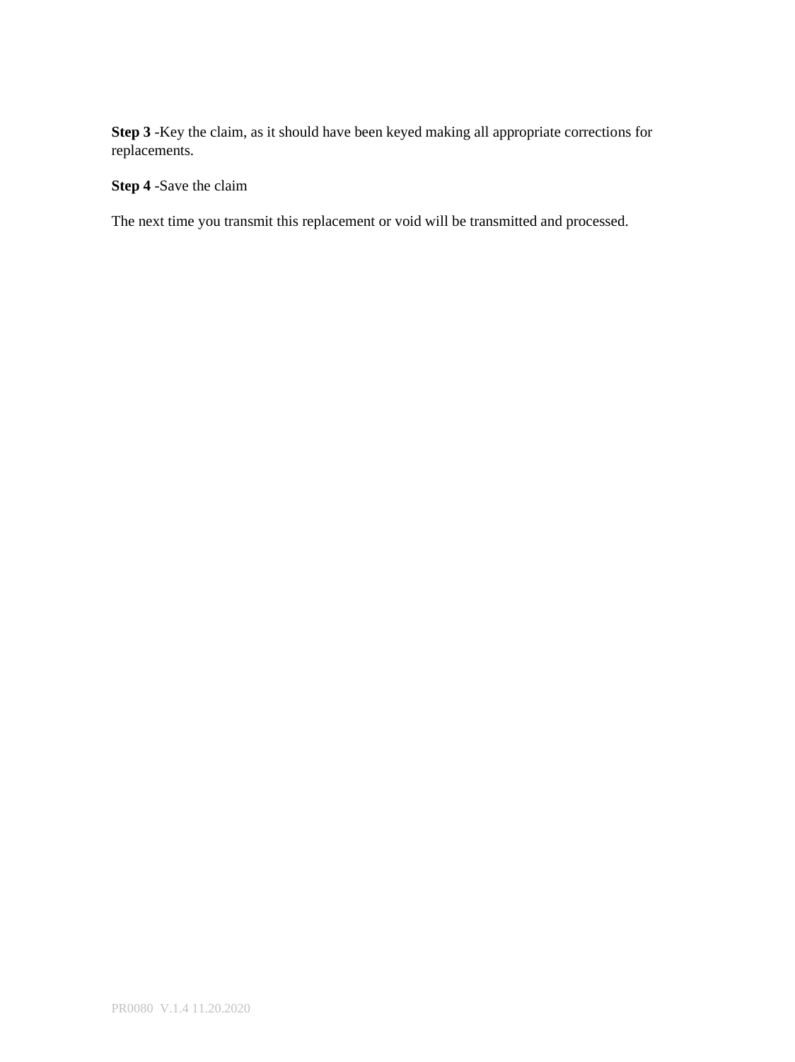**Step 3** -Key the claim, as it should have been keyed making all appropriate corrections for replacements.

**Step 4** -Save the claim

The next time you transmit this replacement or void will be transmitted and processed.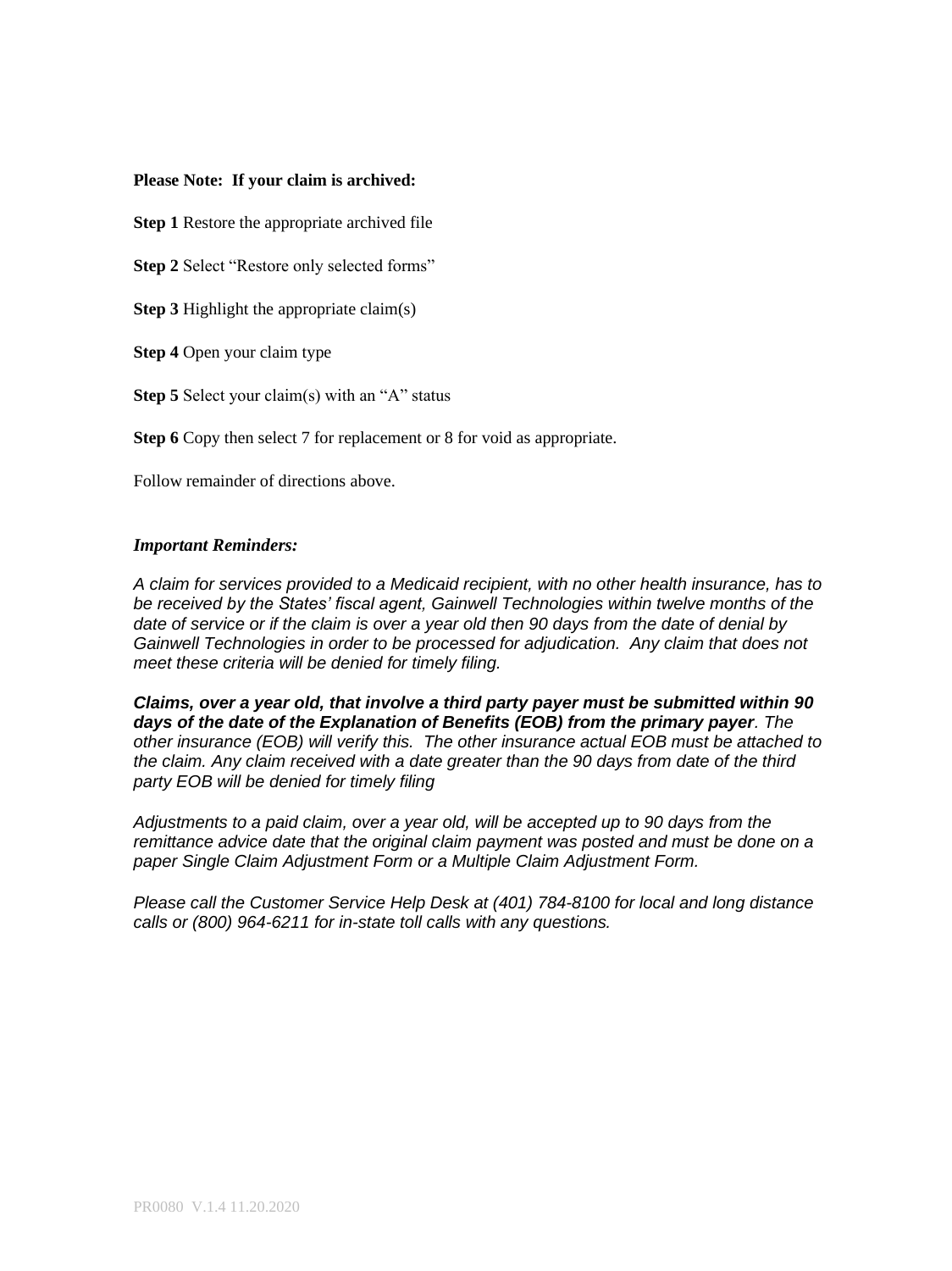**Please Note: If your claim is archived:**

**Step 1** Restore the appropriate archived file

**Step 2** Select "Restore only selected forms"

**Step 3** Highlight the appropriate claim(s)

**Step 4** Open your claim type

**Step 5** Select your claim(s) with an "A" status

**Step 6** Copy then select 7 for replacement or 8 for void as appropriate.

Follow remainder of directions above.

***Important Reminders:***

*A claim for services provided to a Medicaid recipient, with no other health insurance, has to be received by the States' fiscal agent, Gainwell Technologies within twelve months of the date of service or if the claim is over a year old then 90 days from the date of denial by Gainwell Technologies in order to be processed for adjudication. Any claim that does not meet these criteria will be denied for timely filing.*

***Claims, over a year old, that involve a third party payer must be submitted within 90 days of the date of the Explanation of Benefits (EOB) from the primary payer****. The other insurance (EOB) will verify this. The other insurance actual EOB must be attached to the claim. Any claim received with a date greater than the 90 days from date of the third party EOB will be denied for timely filing*

*Adjustments to a paid claim, over a year old, will be accepted up to 90 days from the remittance advice date that the original claim payment was posted and must be done on a paper Single Claim Adjustment Form or a Multiple Claim Adjustment Form.*

*Please call the Customer Service Help Desk at (401) 784-8100 for local and long distance calls or (800) 964-6211 for in-state toll calls with any questions.*